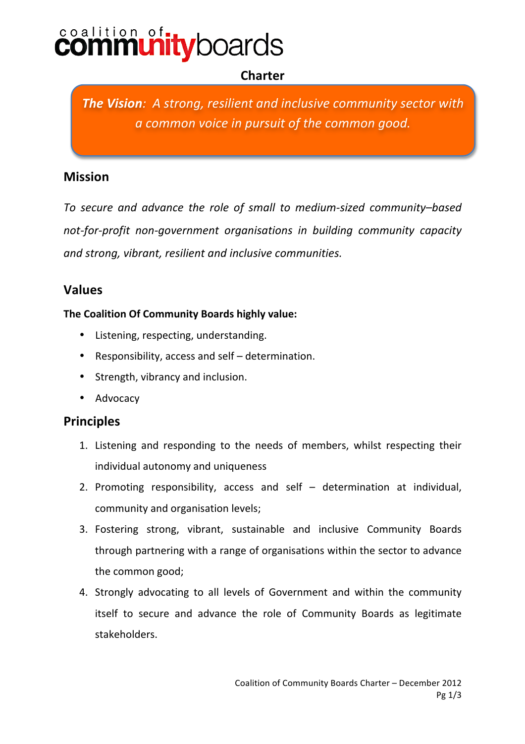# coalition of communityboards

## Charter

***The Vision**: A strong, resilient and inclusive community sector with a common voice in pursuit of the common good.*

## Mission

*To secure and advance the role of small to medium-sized community–based not-for-profit non-government organisations in building community capacity and strong, vibrant, resilient and inclusive communities.*

## Values

**The Coalition Of Community Boards highly value:**

- Listening, respecting, understanding.
- Responsibility, access and self – determination.
- Strength, vibrancy and inclusion.
- Advocacy

## Principles

1. Listening and responding to the needs of members, whilst respecting their individual autonomy and uniqueness
2. Promoting responsibility, access and self – determination at individual, community and organisation levels;
3. Fostering strong, vibrant, sustainable and inclusive Community Boards through partnering with a range of organisations within the sector to advance the common good;
4. Strongly advocating to all levels of Government and within the community itself to secure and advance the role of Community Boards as legitimate stakeholders.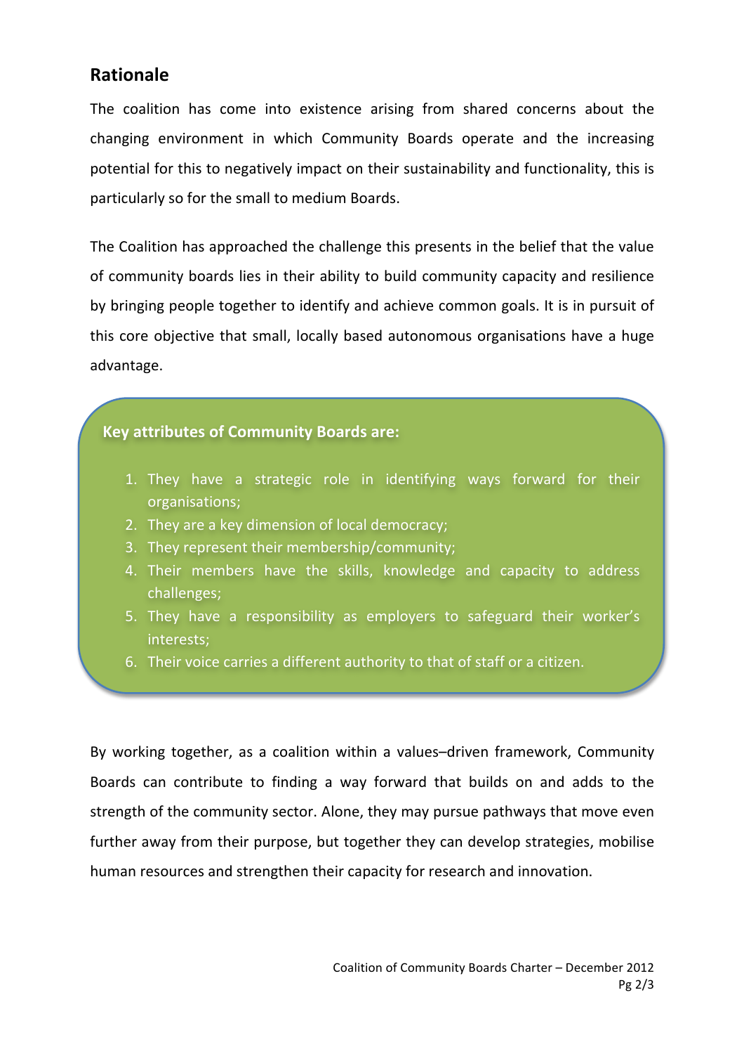## Rationale

The coalition has come into existence arising from shared concerns about the changing environment in which Community Boards operate and the increasing potential for this to negatively impact on their sustainability and functionality, this is particularly so for the small to medium Boards.

The Coalition has approached the challenge this presents in the belief that the value of community boards lies in their ability to build community capacity and resilience by bringing people together to identify and achieve common goals. It is in pursuit of this core objective that small, locally based autonomous organisations have a huge advantage.

**Key attributes of Community Boards are:**

1. They have a strategic role in identifying ways forward for their organisations;
2. They are a key dimension of local democracy;
3. They represent their membership/community;
4. Their members have the skills, knowledge and capacity to address challenges;
5. They have a responsibility as employers to safeguard their worker's interests;
6. Their voice carries a different authority to that of staff or a citizen.

By working together, as a coalition within a values–driven framework, Community Boards can contribute to finding a way forward that builds on and adds to the strength of the community sector. Alone, they may pursue pathways that move even further away from their purpose, but together they can develop strategies, mobilise human resources and strengthen their capacity for research and innovation.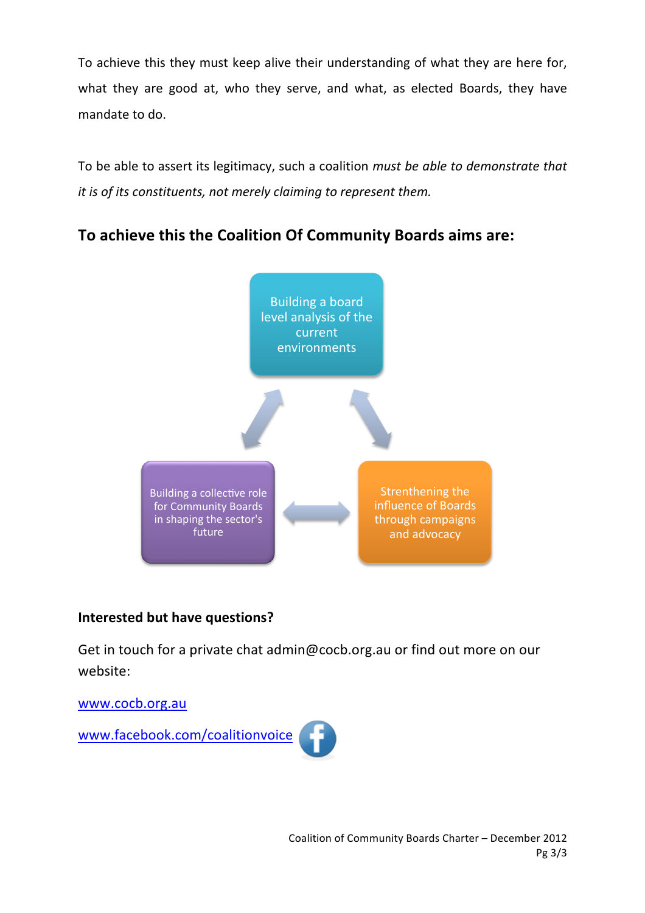To achieve this they must keep alive their understanding of what they are here for, what they are good at, who they serve, and what, as elected Boards, they have mandate to do.

To be able to assert its legitimacy, such a coalition *must be able to demonstrate that it is of its constituents, not merely claiming to represent them.*

## To achieve this the Coalition Of Community Boards aims are:

Building a board level analysis of the current environments

Building a collective role for Community Boards in shaping the sector's future

Strenthening the influence of Boards through campaigns and advocacy

**Interested but have questions?**

Get in touch for a private chat admin@cocb.org.au or find out more on our website:

[www.cocb.org.au](http://www.cocb.org.au)

[www.facebook.com/coalitionvoice](http://www.facebook.com/coalitionvoice)

Coalition of Community Boards Charter – December 2012